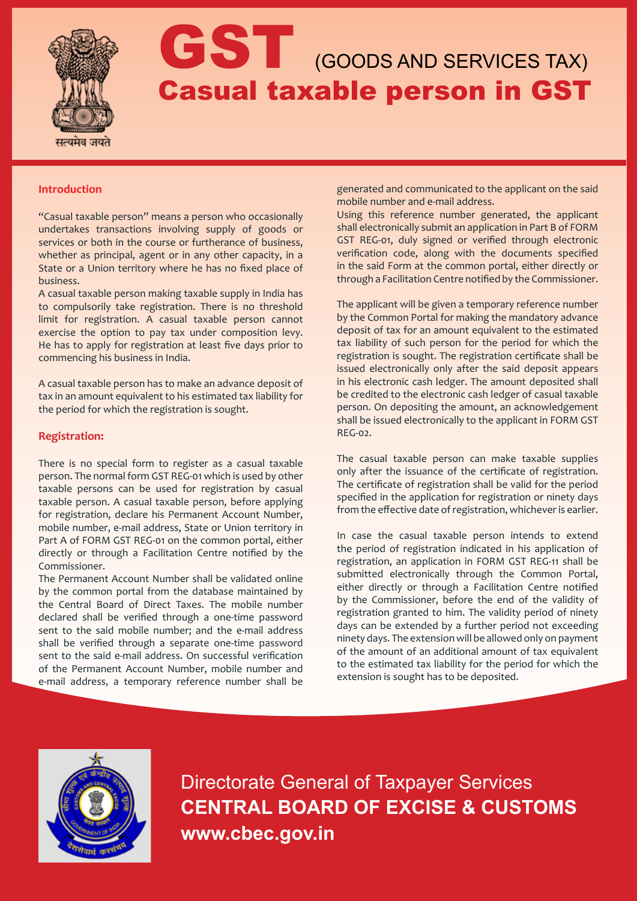सत्यमेव जयते

# GST (GOODS AND SERVICES TAX)

# Casual taxable person in GST

## Introduction

"Casual taxable person" means a person who occasionally undertakes transactions involving supply of goods or services or both in the course or furtherance of business, whether as principal, agent or in any other capacity, in a State or a Union territory where he has no fixed place of business.

A casual taxable person making taxable supply in India has to compulsorily take registration. There is no threshold limit for registration. A casual taxable person cannot exercise the option to pay tax under composition levy. He has to apply for registration at least five days prior to commencing his business in India.

A casual taxable person has to make an advance deposit of tax in an amount equivalent to his estimated tax liability for the period for which the registration is sought.

## Registration:

There is no special form to register as a casual taxable person. The normal form GST REG-01 which is used by other taxable persons can be used for registration by casual taxable person. A casual taxable person, before applying for registration, declare his Permanent Account Number, mobile number, e-mail address, State or Union territory in Part A of FORM GST REG-01 on the common portal, either directly or through a Facilitation Centre notified by the Commissioner.

The Permanent Account Number shall be validated online by the common portal from the database maintained by the Central Board of Direct Taxes. The mobile number declared shall be verified through a one-time password sent to the said mobile number; and the e-mail address shall be verified through a separate one-time password sent to the said e-mail address. On successful verification of the Permanent Account Number, mobile number and e-mail address, a temporary reference number shall be generated and communicated to the applicant on the said mobile number and e-mail address.

Using this reference number generated, the applicant shall electronically submit an application in Part B of FORM GST REG-01, duly signed or verified through electronic verification code, along with the documents specified in the said Form at the common portal, either directly or through a Facilitation Centre notified by the Commissioner.

The applicant will be given a temporary reference number by the Common Portal for making the mandatory advance deposit of tax for an amount equivalent to the estimated tax liability of such person for the period for which the registration is sought. The registration certificate shall be issued electronically only after the said deposit appears in his electronic cash ledger. The amount deposited shall be credited to the electronic cash ledger of casual taxable person. On depositing the amount, an acknowledgement shall be issued electronically to the applicant in FORM GST REG-02.

The casual taxable person can make taxable supplies only after the issuance of the certificate of registration. The certificate of registration shall be valid for the period specified in the application for registration or ninety days from the effective date of registration, whichever is earlier.

In case the casual taxable person intends to extend the period of registration indicated in his application of registration, an application in FORM GST REG-11 shall be submitted electronically through the Common Portal, either directly or through a Facilitation Centre notified by the Commissioner, before the end of the validity of registration granted to him. The validity period of ninety days can be extended by a further period not exceeding ninety days. The extension will be allowed only on payment of the amount of an additional amount of tax equivalent to the estimated tax liability for the period for which the extension is sought has to be deposited.

Directorate General of Taxpayer Services

**CENTRAL BOARD OF EXCISE & CUSTOMS**

**www.cbec.gov.in**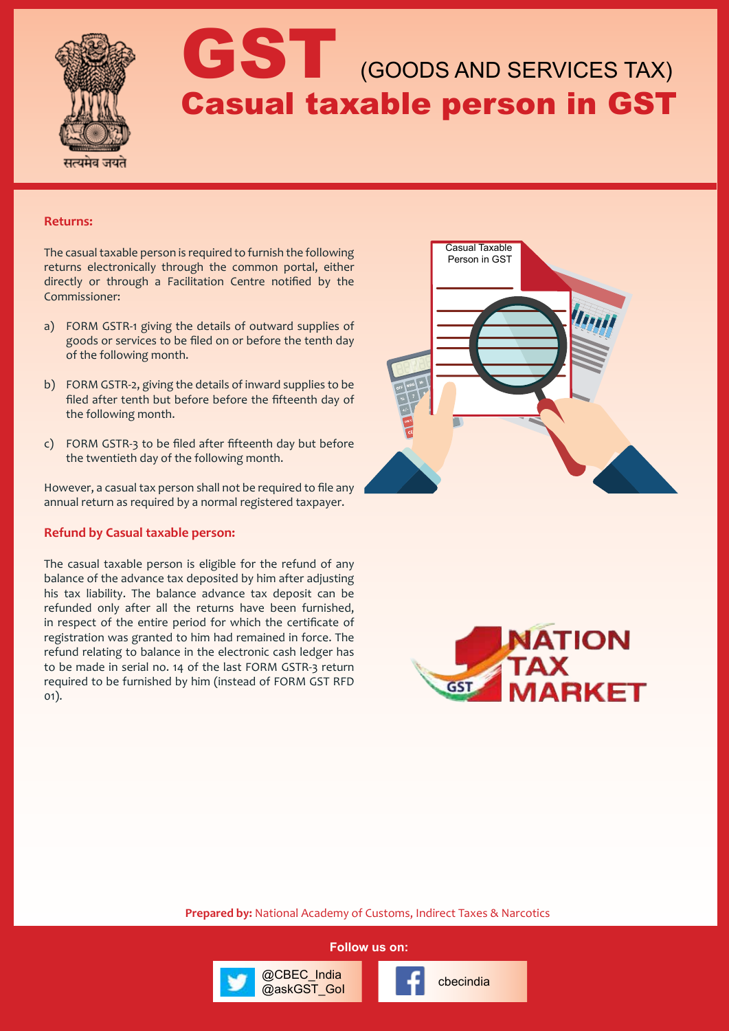# GST (GOODS AND SERVICES TAX)

## Casual taxable person in GST

### Returns:

The casual taxable person is required to furnish the following returns electronically through the common portal, either directly or through a Facilitation Centre notified by the Commissioner:

a) FORM GSTR-1 giving the details of outward supplies of goods or services to be filed on or before the tenth day of the following month.

b) FORM GSTR-2, giving the details of inward supplies to be filed after tenth but before before the fifteenth day of the following month.

c) FORM GSTR-3 to be filed after fifteenth day but before the twentieth day of the following month.

However, a casual tax person shall not be required to file any annual return as required by a normal registered taxpayer.

### Refund by Casual taxable person:

The casual taxable person is eligible for the refund of any balance of the advance tax deposited by him after adjusting his tax liability. The balance advance tax deposit can be refunded only after all the returns have been furnished, in respect of the entire period for which the certificate of registration was granted to him had remained in force. The refund relating to balance in the electronic cash ledger has to be made in serial no. 14 of the last FORM GSTR-3 return required to be furnished by him (instead of FORM GST RFD 01).

**Prepared by:** National Academy of Customs, Indirect Taxes & Narcotics

**Follow us on:**

@CBEC_India
@askGST_GoI

cbecindia